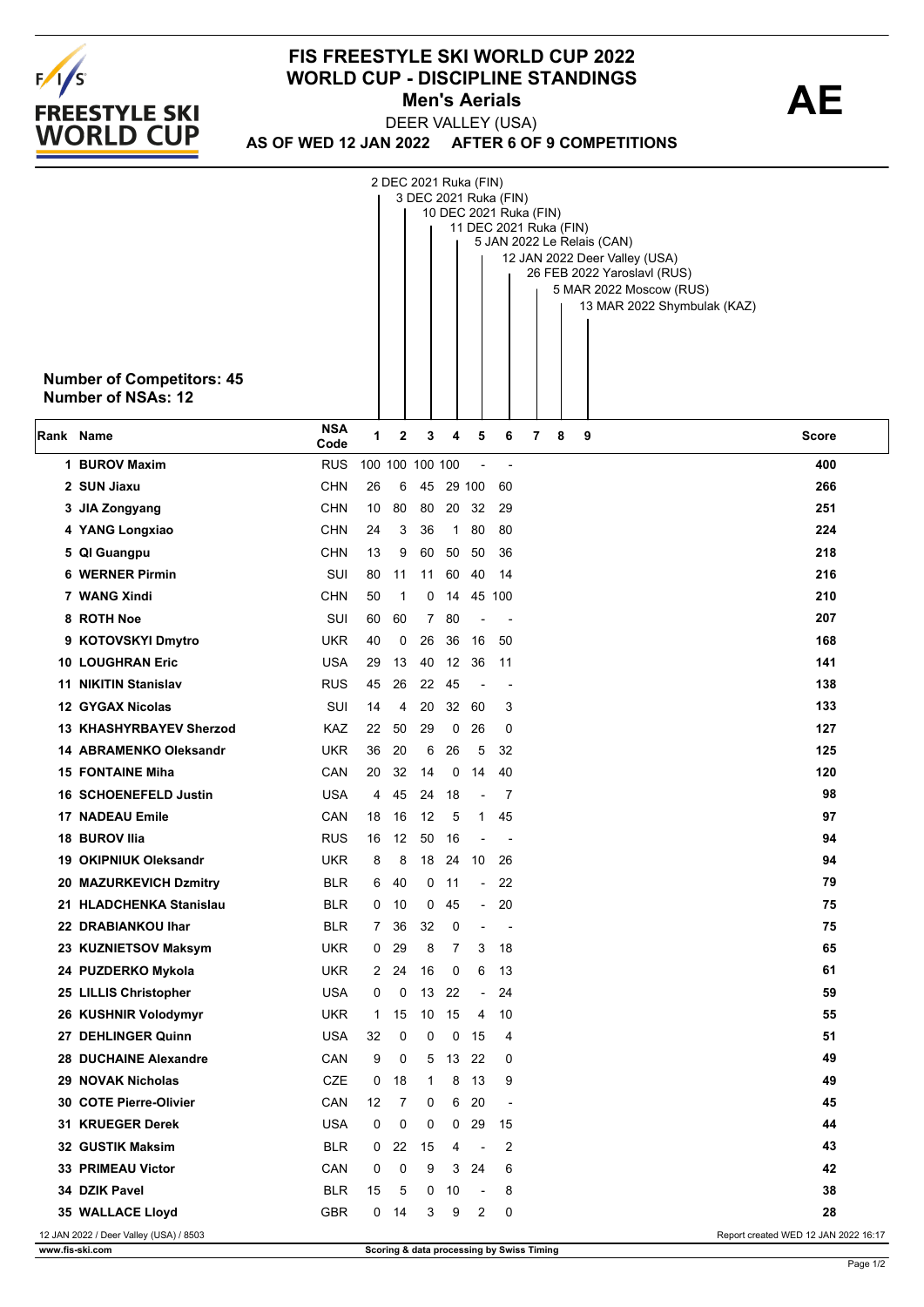# FIS FREESTYLE SKI WORLD CUP 2022
## WORLD CUP - DISCIPLINE STANDINGS
### Men's Aerials

**AE**

DEER VALLEY (USA)

**AS OF WED 12 JAN 2022 AFTER 6 OF 9 COMPETITIONS**

1. 2 DEC 2021 Ruka (FIN)
2. 3 DEC 2021 Ruka (FIN)
3. 10 DEC 2021 Ruka (FIN)
4. 11 DEC 2021 Ruka (FIN)
5. 5 JAN 2022 Le Relais (CAN)
6. 12 JAN 2022 Deer Valley (USA)
7. 26 FEB 2022 Yaroslavl (RUS)
8. 5 MAR 2022 Moscow (RUS)
9. 13 MAR 2022 Shymbulak (KAZ)

**Number of Competitors: 45**
**Number of NSAs: 12**

| Rank | Name | NSA Code | 1 | 2 | 3 | 4 | 5 | 6 | 7 | 8 | 9 | Score |
|---|---|---|---|---|---|---|---|---|---|---|---|---|
| 1 | BUROV Maxim | RUS | 100 | 100 | 100 | 100 | - | - | | | | 400 |
| 2 | SUN Jiaxu | CHN | 26 | 6 | 45 | 29 | 100 | 60 | | | | 266 |
| 3 | JIA Zongyang | CHN | 10 | 80 | 80 | 20 | 32 | 29 | | | | 251 |
| 4 | YANG Longxiao | CHN | 24 | 3 | 36 | 1 | 80 | 80 | | | | 224 |
| 5 | QI Guangpu | CHN | 13 | 9 | 60 | 50 | 50 | 36 | | | | 218 |
| 6 | WERNER Pirmin | SUI | 80 | 11 | 11 | 60 | 40 | 14 | | | | 216 |
| 7 | WANG Xindi | CHN | 50 | 1 | 0 | 14 | 45 | 100 | | | | 210 |
| 8 | ROTH Noe | SUI | 60 | 60 | 7 | 80 | - | - | | | | 207 |
| 9 | KOTOVSKYI Dmytro | UKR | 40 | 0 | 26 | 36 | 16 | 50 | | | | 168 |
| 10 | LOUGHRAN Eric | USA | 29 | 13 | 40 | 12 | 36 | 11 | | | | 141 |
| 11 | NIKITIN Stanislav | RUS | 45 | 26 | 22 | 45 | - | - | | | | 138 |
| 12 | GYGAX Nicolas | SUI | 14 | 4 | 20 | 32 | 60 | 3 | | | | 133 |
| 13 | KHASHYRBAYEV Sherzod | KAZ | 22 | 50 | 29 | 0 | 26 | 0 | | | | 127 |
| 14 | ABRAMENKO Oleksandr | UKR | 36 | 20 | 6 | 26 | 5 | 32 | | | | 125 |
| 15 | FONTAINE Miha | CAN | 20 | 32 | 14 | 0 | 14 | 40 | | | | 120 |
| 16 | SCHOENEFELD Justin | USA | 4 | 45 | 24 | 18 | - | 7 | | | | 98 |
| 17 | NADEAU Emile | CAN | 18 | 16 | 12 | 5 | 1 | 45 | | | | 97 |
| 18 | BUROV Ilia | RUS | 16 | 12 | 50 | 16 | - | - | | | | 94 |
| 19 | OKIPNIUK Oleksandr | UKR | 8 | 8 | 18 | 24 | 10 | 26 | | | | 94 |
| 20 | MAZURKEVICH Dzmitry | BLR | 6 | 40 | 0 | 11 | - | 22 | | | | 79 |
| 21 | HLADCHENKA Stanislau | BLR | 0 | 10 | 0 | 45 | - | 20 | | | | 75 |
| 22 | DRABIANKOU Ihar | BLR | 7 | 36 | 32 | 0 | - | - | | | | 75 |
| 23 | KUZNIETSOV Maksym | UKR | 0 | 29 | 8 | 7 | 3 | 18 | | | | 65 |
| 24 | PUZDERKO Mykola | UKR | 2 | 24 | 16 | 0 | 6 | 13 | | | | 61 |
| 25 | LILLIS Christopher | USA | 0 | 0 | 13 | 22 | - | 24 | | | | 59 |
| 26 | KUSHNIR Volodymyr | UKR | 1 | 15 | 10 | 15 | 4 | 10 | | | | 55 |
| 27 | DEHLINGER Quinn | USA | 32 | 0 | 0 | 0 | 15 | 4 | | | | 51 |
| 28 | DUCHAINE Alexandre | CAN | 9 | 0 | 5 | 13 | 22 | 0 | | | | 49 |
| 29 | NOVAK Nicholas | CZE | 0 | 18 | 1 | 8 | 13 | 9 | | | | 49 |
| 30 | COTE Pierre-Olivier | CAN | 12 | 7 | 0 | 6 | 20 | - | | | | 45 |
| 31 | KRUEGER Derek | USA | 0 | 0 | 0 | 0 | 29 | 15 | | | | 44 |
| 32 | GUSTIK Maksim | BLR | 0 | 22 | 15 | 4 | - | 2 | | | | 43 |
| 33 | PRIMEAU Victor | CAN | 0 | 0 | 9 | 3 | 24 | 6 | | | | 42 |
| 34 | DZIK Pavel | BLR | 15 | 5 | 0 | 10 | - | 8 | | | | 38 |
| 35 | WALLACE Lloyd | GBR | 0 | 14 | 3 | 9 | 2 | 0 | | | | 28 |

12 JAN 2022 / Deer Valley (USA) / 8503

Report created WED 12 JAN 2022 16:17

www.fis-ski.com

Scoring & data processing by Swiss Timing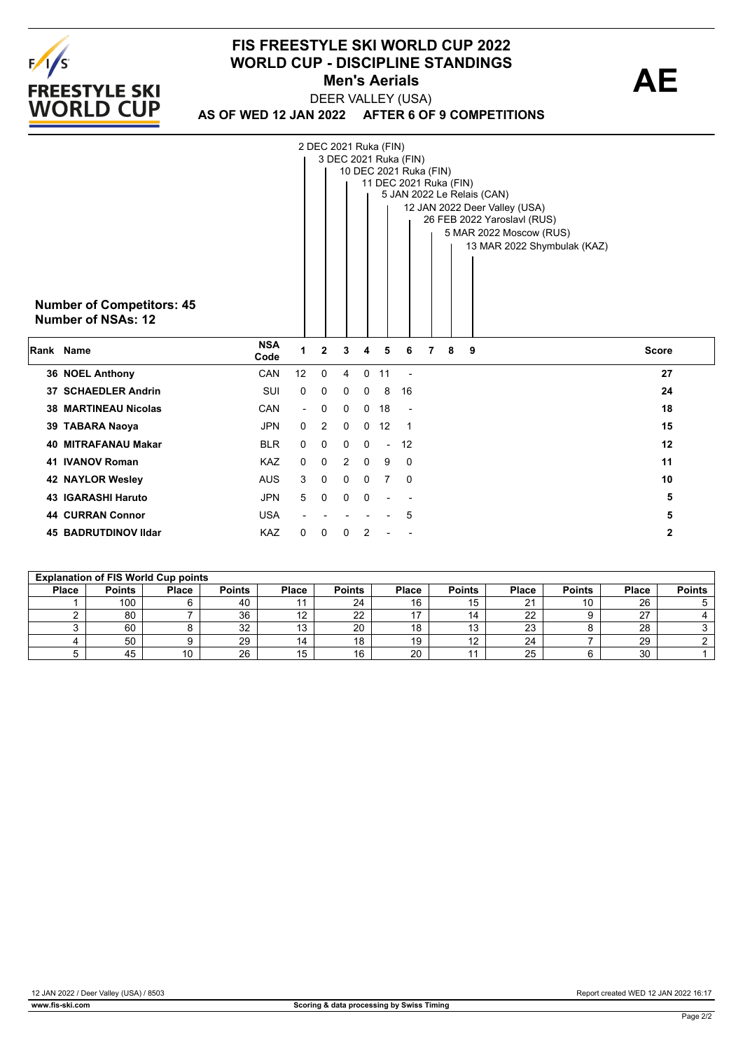# FIS FREESTYLE SKI WORLD CUP 2022
## WORLD CUP - DISCIPLINE STANDINGS
### Men's Aerials

**AE**

DEER VALLEY (USA)

**AS OF WED 12 JAN 2022 AFTER 6 OF 9 COMPETITIONS**

1. 2 DEC 2021 Ruka (FIN)
2. 3 DEC 2021 Ruka (FIN)
3. 10 DEC 2021 Ruka (FIN)
4. 11 DEC 2021 Ruka (FIN)
5. 5 JAN 2022 Le Relais (CAN)
6. 12 JAN 2022 Deer Valley (USA)
7. 26 FEB 2022 Yaroslavl (RUS)
8. 5 MAR 2022 Moscow (RUS)
9. 13 MAR 2022 Shymbulak (KAZ)

**Number of Competitors: 45**
**Number of NSAs: 12**

| Rank | Name | NSA Code | 1 | 2 | 3 | 4 | 5 | 6 | 7 | 8 | 9 | Score |
|---|---|---|---|---|---|---|---|---|---|---|---|---|
| 36 | NOEL Anthony | CAN | 12 | 0 | 4 | 0 | 11 | - | | | | 27 |
| 37 | SCHAEDLER Andrin | SUI | 0 | 0 | 0 | 0 | 8 | 16 | | | | 24 |
| 38 | MARTINEAU Nicolas | CAN | - | 0 | 0 | 0 | 18 | - | | | | 18 |
| 39 | TABARA Naoya | JPN | 0 | 2 | 0 | 0 | 12 | 1 | | | | 15 |
| 40 | MITRAFANAU Makar | BLR | 0 | 0 | 0 | 0 | - | 12 | | | | 12 |
| 41 | IVANOV Roman | KAZ | 0 | 0 | 2 | 0 | 9 | 0 | | | | 11 |
| 42 | NAYLOR Wesley | AUS | 3 | 0 | 0 | 0 | 7 | 0 | | | | 10 |
| 43 | IGARASHI Haruto | JPN | 5 | 0 | 0 | 0 | - | - | | | | 5 |
| 44 | CURRAN Connor | USA | - | - | - | - | - | 5 | | | | 5 |
| 45 | BADRUTDINOV Ildar | KAZ | 0 | 0 | 0 | 2 | - | - | | | | 2 |

**Explanation of FIS World Cup points**

| Place | Points | Place | Points | Place | Points | Place | Points | Place | Points | Place | Points |
|---|---|---|---|---|---|---|---|---|---|---|---|
| 1 | 100 | 6 | 40 | 11 | 24 | 16 | 15 | 21 | 10 | 26 | 5 |
| 2 | 80 | 7 | 36 | 12 | 22 | 17 | 14 | 22 | 9 | 27 | 4 |
| 3 | 60 | 8 | 32 | 13 | 20 | 18 | 13 | 23 | 8 | 28 | 3 |
| 4 | 50 | 9 | 29 | 14 | 18 | 19 | 12 | 24 | 7 | 29 | 2 |
| 5 | 45 | 10 | 26 | 15 | 16 | 20 | 11 | 25 | 6 | 30 | 1 |

12 JAN 2022 / Deer Valley (USA) / 8503

Report created WED 12 JAN 2022 16:17

www.fis-ski.com

Scoring & data processing by Swiss Timing